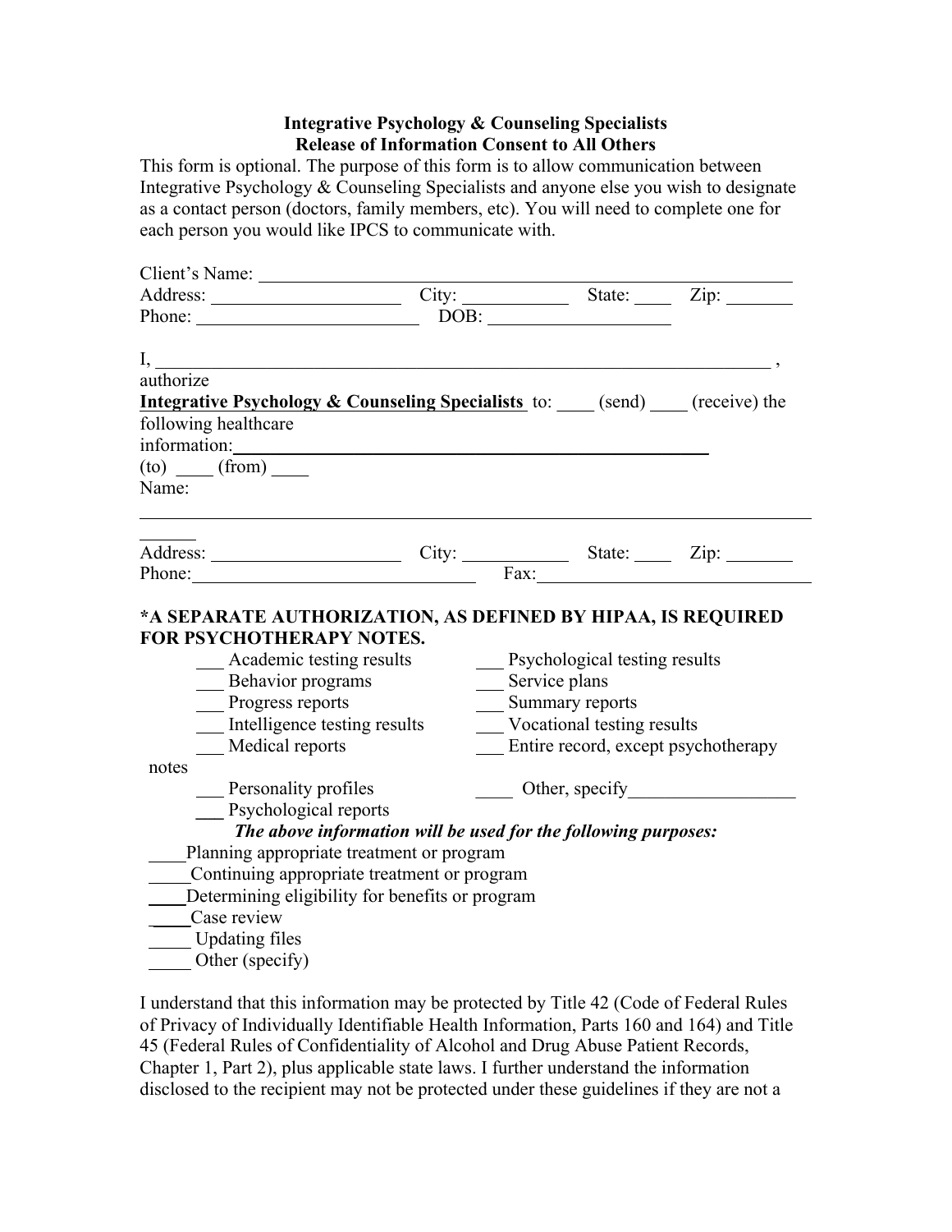**Integrative Psychology & Counseling Specialists**
**Release of Information Consent to All Others**

This form is optional. The purpose of this form is to allow communication between Integrative Psychology & Counseling Specialists and anyone else you wish to designate as a contact person (doctors, family members, etc). You will need to complete one for each person you would like IPCS to communicate with.

Client's Name: ______________________________________________

Address: ____________________ City: ___________ State: ____ Zip: _______

Phone: ________________________ DOB: ___________________

I, ______________________________________________________________ , authorize

**Integrative Psychology & Counseling Specialists** to: ____ (send) ____ (receive) the following healthcare information: ________________________________________________

(to) ____ (from) ____

Name: ______________________________________________________________

Address: ____________________ City: ___________ State: ____ Zip: _______

Phone: ______________________________ Fax: _____________________________

**\*A SEPARATE AUTHORIZATION, AS DEFINED BY HIPAA, IS REQUIRED FOR PSYCHOTHERAPY NOTES.**

- ___ Academic testing results
- ___ Behavior programs
- ___ Progress reports
- ___ Intelligence testing results
- ___ Medical reports
- ___ Personality profiles
- ___ Psychological reports
- ___ Psychological testing results
- ___ Service plans
- ___ Summary reports
- ___ Vocational testing results
- ___ Entire record, except psychotherapy notes
- ____ Other, specify__________________

***The above information will be used for the following purposes:***

- ____Planning appropriate treatment or program
- ____Continuing appropriate treatment or program
- ____Determining eligibility for benefits or program
- ____Case review
- ____ Updating files
- ____ Other (specify)

I understand that this information may be protected by Title 42 (Code of Federal Rules of Privacy of Individually Identifiable Health Information, Parts 160 and 164) and Title 45 (Federal Rules of Confidentiality of Alcohol and Drug Abuse Patient Records, Chapter 1, Part 2), plus applicable state laws. I further understand the information disclosed to the recipient may not be protected under these guidelines if they are not a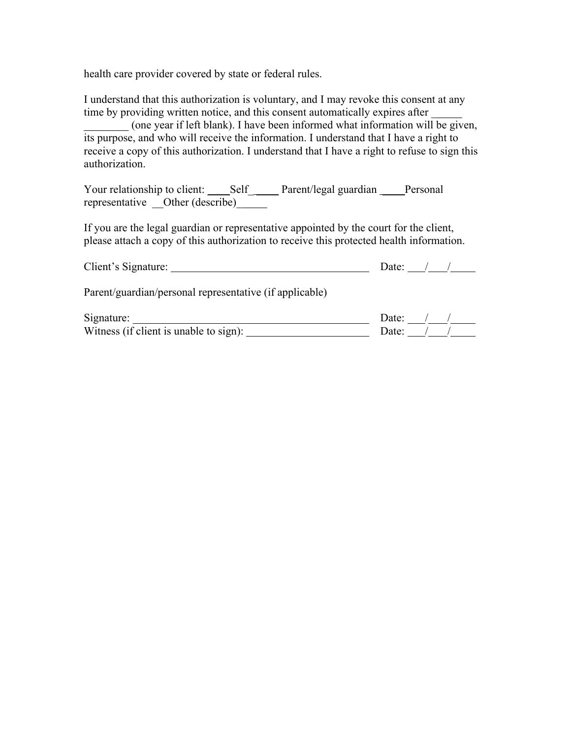health care provider covered by state or federal rules.

I understand that this authorization is voluntary, and I may revoke this consent at any time by providing written notice, and this consent automatically expires after ______ ________ (one year if left blank). I have been informed what information will be given, its purpose, and who will receive the information. I understand that I have a right to receive a copy of this authorization. I understand that I have a right to refuse to sign this authorization.

Your relationship to client: ____Self _____ Parent/legal guardian ____Personal representative __Other (describe)______

If you are the legal guardian or representative appointed by the court for the client, please attach a copy of this authorization to receive this protected health information.

Client's Signature: ____________________________________ Date: ___/___/____

Parent/guardian/personal representative (if applicable)

Signature: ____________________________________________ Date: ___/___/____

Witness (if client is unable to sign): _____________________ Date: ___/___/____